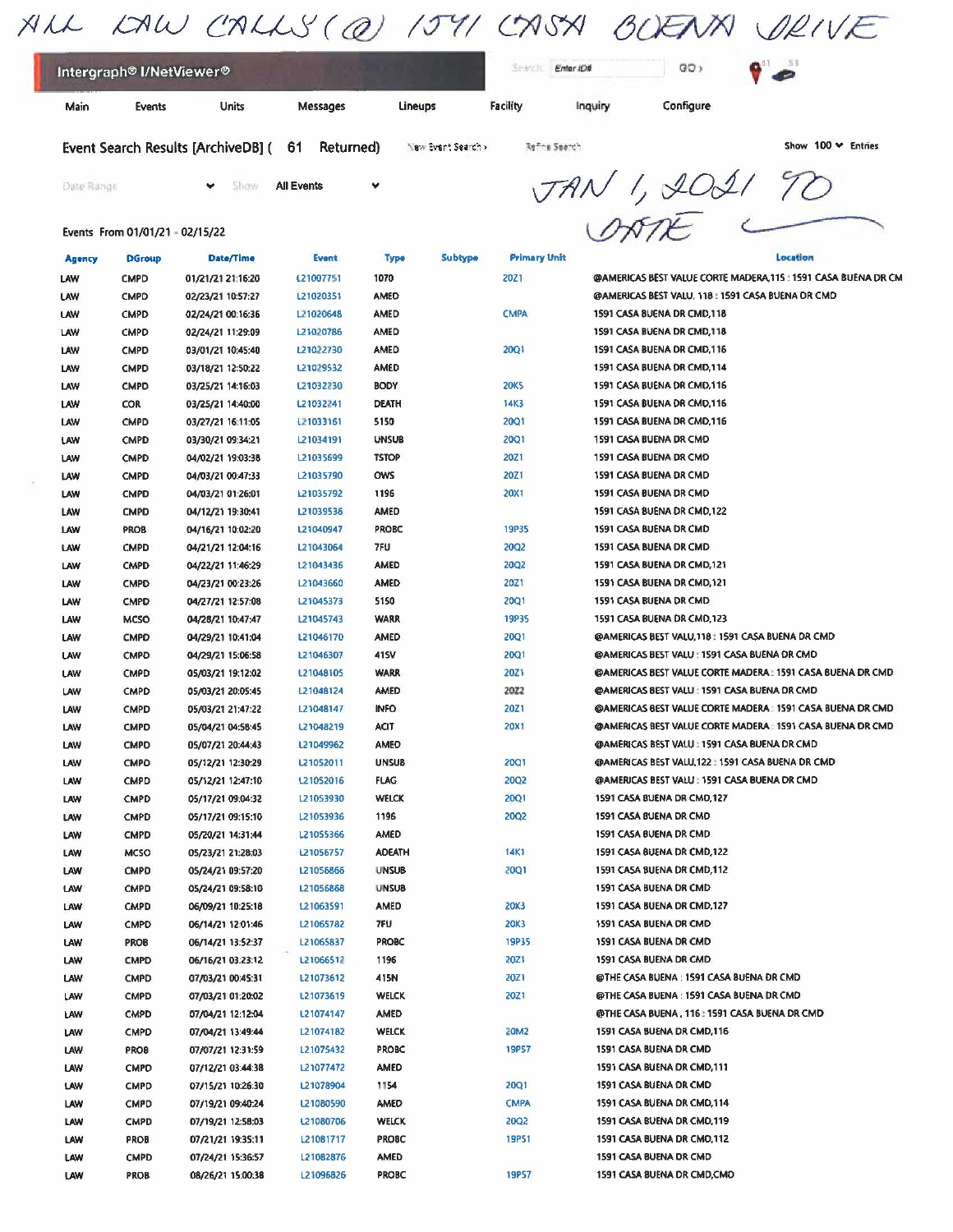ALL LAW CALLS (@) 1591 CASA BUENA DRIVE

Intergraph® I/NetViewer®

Search: Enter ID# GO ›

Main | Events | Units | Messages | Lineups | Facility | Inquiry | Configure

## Event Search Results [ArchiveDB] ( 61 Returned)

New Event Search › Refine Search

Show 100 Entries

Date Range Show All Events

JAN 1, 2021 TO DATE

Events From 01/01/21 - 02/15/22

| Agency | DGroup | Date/Time | Event | Type | Subtype | Primary Unit | Location |
|---|---|---|---|---|---|---|---|
| LAW | CMPD | 01/21/21 21:16:20 | L21007751 | 1070 | | 20Z1 | @AMERICAS BEST VALUE CORTE MADERA,115 : 1591 CASA BUENA DR CM |
| LAW | CMPD | 02/23/21 10:57:27 | L21020351 | AMED | | | @AMERICAS BEST VALU, 118 : 1591 CASA BUENA DR CMD |
| LAW | CMPD | 02/24/21 00:16:36 | L21020648 | AMED | | CMPA | 1591 CASA BUENA DR CMD,118 |
| LAW | CMPD | 02/24/21 11:29:09 | L21020786 | AMED | | | 1591 CASA BUENA DR CMD,118 |
| LAW | CMPD | 03/01/21 10:45:40 | L21022730 | AMED | | 20Q1 | 1591 CASA BUENA DR CMD,116 |
| LAW | CMPD | 03/18/21 12:50:22 | L21029532 | AMED | | | 1591 CASA BUENA DR CMD,114 |
| LAW | CMPD | 03/25/21 14:16:03 | L21032230 | BODY | | 20K5 | 1591 CASA BUENA DR CMD,116 |
| LAW | COR | 03/25/21 14:40:00 | L21032241 | DEATH | | 14K3 | 1591 CASA BUENA DR CMD,116 |
| LAW | CMPD | 03/27/21 16:11:05 | L21033161 | 5150 | | 20Q1 | 1591 CASA BUENA DR CMD,116 |
| LAW | CMPD | 03/30/21 09:34:21 | L21034191 | UNSUB | | 20Q1 | 1591 CASA BUENA DR CMD |
| LAW | CMPD | 04/02/21 19:03:38 | L21035699 | TSTOP | | 20Z1 | 1591 CASA BUENA DR CMD |
| LAW | CMPD | 04/03/21 00:47:33 | L21035790 | OWS | | 20Z1 | 1591 CASA BUENA DR CMD |
| LAW | CMPD | 04/03/21 01:26:01 | L21035792 | 1196 | | 20X1 | 1591 CASA BUENA DR CMD |
| LAW | CMPD | 04/12/21 19:30:41 | L21039536 | AMED | | | 1591 CASA BUENA DR CMD,122 |
| LAW | PROB | 04/16/21 10:02:20 | L21040947 | PROBC | | 19P35 | 1591 CASA BUENA DR CMD |
| LAW | CMPD | 04/21/21 12:04:16 | L21043064 | 7FU | | 20Q2 | 1591 CASA BUENA DR CMD |
| LAW | CMPD | 04/22/21 11:46:29 | L21043436 | AMED | | 20Q2 | 1591 CASA BUENA DR CMD,121 |
| LAW | CMPD | 04/23/21 00:23:26 | L21043660 | AMED | | 20Z1 | 1591 CASA BUENA DR CMD,121 |
| LAW | CMPD | 04/27/21 12:57:08 | L21045373 | 5150 | | 20Q1 | 1591 CASA BUENA DR CMD |
| LAW | MCSO | 04/28/21 10:47:47 | L21045743 | WARR | | 19P35 | 1591 CASA BUENA DR CMD,123 |
| LAW | CMPD | 04/29/21 10:41:04 | L21046170 | AMED | | 20Q1 | @AMERICAS BEST VALU,118 : 1591 CASA BUENA DR CMD |
| LAW | CMPD | 04/29/21 15:06:58 | L21046307 | 415V | | 20Q1 | @AMERICAS BEST VALU : 1591 CASA BUENA DR CMD |
| LAW | CMPD | 05/03/21 19:12:02 | L21048105 | WARR | | 20Z1 | @AMERICAS BEST VALUE CORTE MADERA : 1591 CASA BUENA DR CMD |
| LAW | CMPD | 05/03/21 20:05:45 | L21048124 | AMED | | 20Z2 | @AMERICAS BEST VALU : 1591 CASA BUENA DR CMD |
| LAW | CMPD | 05/03/21 21:47:22 | L21048147 | INFO | | 20Z1 | @AMERICAS BEST VALUE CORTE MADERA : 1591 CASA BUENA DR CMD |
| LAW | CMPD | 05/04/21 04:58:45 | L21048219 | ACIT | | 20X1 | @AMERICAS BEST VALUE CORTE MADERA : 1591 CASA BUENA DR CMD |
| LAW | CMPD | 05/07/21 20:44:43 | L21049962 | AMED | | | @AMERICAS BEST VALU : 1591 CASA BUENA DR CMD |
| LAW | CMPD | 05/12/21 12:30:29 | L21052011 | UNSUB | | 20Q1 | @AMERICAS BEST VALU,122 : 1591 CASA BUENA DR CMD |
| LAW | CMPD | 05/12/21 12:47:10 | L21052016 | FLAG | | 20Q2 | @AMERICAS BEST VALU : 1591 CASA BUENA DR CMD |
| LAW | CMPD | 05/17/21 09:04:32 | L21053930 | WELCK | | 20Q1 | 1591 CASA BUENA DR CMD,127 |
| LAW | CMPD | 05/17/21 09:15:10 | L21053936 | 1196 | | 20Q2 | 1591 CASA BUENA DR CMD |
| LAW | CMPD | 05/20/21 14:31:44 | L21055366 | AMED | | | 1591 CASA BUENA DR CMD |
| LAW | MCSO | 05/23/21 21:28:03 | L21056757 | ADEATH | | 14K1 | 1591 CASA BUENA DR CMD,122 |
| LAW | CMPD | 05/24/21 09:57:20 | L21056866 | UNSUB | | 20Q1 | 1591 CASA BUENA DR CMD,112 |
| LAW | CMPD | 05/24/21 09:58:10 | L21056868 | UNSUB | | | 1591 CASA BUENA DR CMD |
| LAW | CMPD | 06/09/21 10:25:18 | L21063591 | AMED | | 20K3 | 1591 CASA BUENA DR CMD,127 |
| LAW | CMPD | 06/14/21 12:01:46 | L21065782 | 7FU | | 20K3 | 1591 CASA BUENA DR CMD |
| LAW | PROB | 06/14/21 13:52:37 | L21065837 | PROBC | | 19P35 | 1591 CASA BUENA DR CMD |
| LAW | CMPD | 06/16/21 03:23:12 | L21066512 | 1196 | | 20Z1 | 1591 CASA BUENA DR CMD |
| LAW | CMPD | 07/03/21 00:45:31 | L21073612 | 415N | | 20Z1 | @THE CASA BUENA : 1591 CASA BUENA DR CMD |
| LAW | CMPD | 07/03/21 01:20:02 | L21073619 | WELCK | | 20Z1 | @THE CASA BUENA : 1591 CASA BUENA DR CMD |
| LAW | CMPD | 07/04/21 12:12:04 | L21074147 | AMED | | | @THE CASA BUENA , 116 : 1591 CASA BUENA DR CMD |
| LAW | CMPD | 07/04/21 13:49:44 | L21074182 | WELCK | | 20M2 | 1591 CASA BUENA DR CMD,116 |
| LAW | PROB | 07/07/21 12:31:59 | L21075432 | PROBC | | 19P57 | 1591 CASA BUENA DR CMD |
| LAW | CMPD | 07/12/21 03:44:38 | L21077472 | AMED | | | 1591 CASA BUENA DR CMD,111 |
| LAW | CMPD | 07/15/21 10:26:30 | L21078904 | 1154 | | 20Q1 | 1591 CASA BUENA DR CMD |
| LAW | CMPD | 07/19/21 09:40:24 | L21080590 | AMED | | CMPA | 1591 CASA BUENA DR CMD,114 |
| LAW | CMPD | 07/19/21 12:58:03 | L21080706 | WELCK | | 20Q2 | 1591 CASA BUENA DR CMD,119 |
| LAW | PROB | 07/21/21 19:35:11 | L21081717 | PROBC | | 19P51 | 1591 CASA BUENA DR CMD,112 |
| LAW | CMPD | 07/24/21 15:36:57 | L21082876 | AMED | | | 1591 CASA BUENA DR CMD |
| LAW | PROB | 08/26/21 15:00:38 | L21096826 | PROBC | | 19P57 | 1591 CASA BUENA DR CMD,CMD |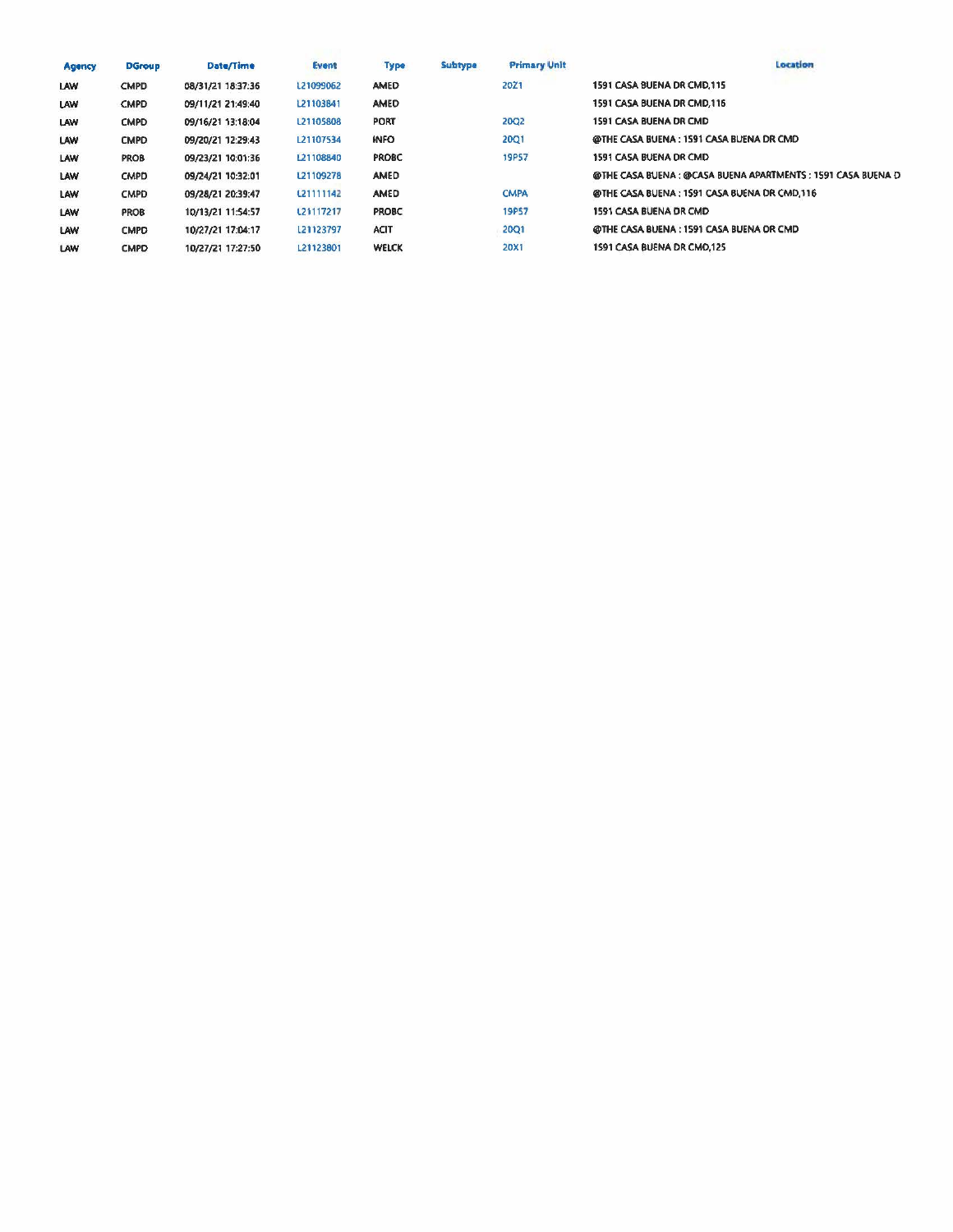| Agency | DGroup | Date/Time | Event | Type | Subtype | Primary Unit | Location |
|---|---|---|---|---|---|---|---|
| LAW | CMPD | 08/31/21 18:37:36 | L21099062 | AMED | | 20Z1 | 1591 CASA BUENA DR CMD,115 |
| LAW | CMPD | 09/11/21 21:49:40 | L21103841 | AMED | | | 1591 CASA BUENA DR CMD,116 |
| LAW | CMPD | 09/16/21 13:18:04 | L21105808 | PORT | | 20Q2 | 1591 CASA BUENA DR CMD |
| LAW | CMPD | 09/20/21 12:29:43 | L21107534 | INFO | | 20Q1 | @THE CASA BUENA : 1591 CASA BUENA DR CMD |
| LAW | PROB | 09/23/21 10:01:36 | L21108840 | PROBC | | 19P57 | 1591 CASA BUENA DR CMD |
| LAW | CMPD | 09/24/21 10:32:01 | L21109278 | AMED | | | @THE CASA BUENA : @CASA BUENA APARTMENTS : 1591 CASA BUENA D |
| LAW | CMPD | 09/28/21 20:39:47 | L21111142 | AMED | | CMPA | @THE CASA BUENA : 1591 CASA BUENA DR CMD,116 |
| LAW | PROB | 10/13/21 11:54:57 | L21117217 | PROBC | | 19P57 | 1591 CASA BUENA DR CMD |
| LAW | CMPD | 10/27/21 17:04:17 | L21123797 | ACIT | | 20Q1 | @THE CASA BUENA : 1591 CASA BUENA DR CMD |
| LAW | CMPD | 10/27/21 17:27:50 | L21123801 | WELCK | | 20X1 | 1591 CASA BUENA DR CMD,125 |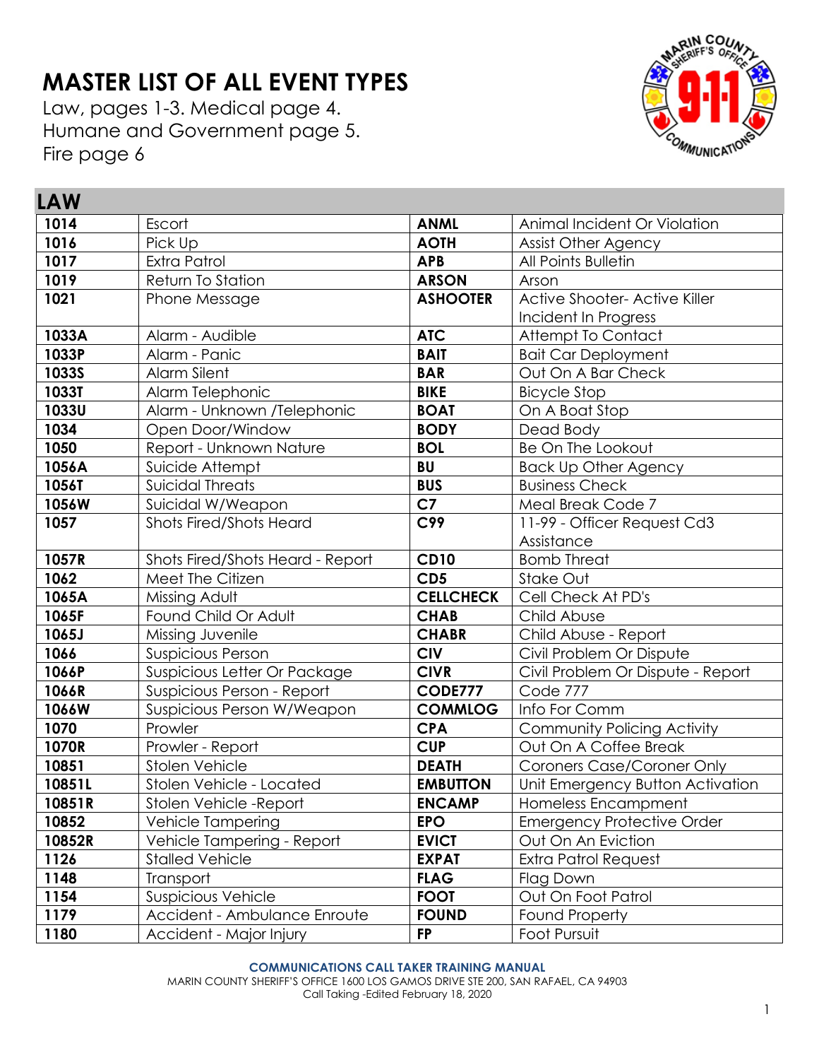# MASTER LIST OF ALL EVENT TYPES

Law, pages 1-3. Medical page 4.
Humane and Government page 5.
Fire page 6

## LAW

| | | | |
|---|---|---|---|
| **1014** | Escort | **ANML** | Animal Incident Or Violation |
| **1016** | Pick Up | **AOTH** | Assist Other Agency |
| **1017** | Extra Patrol | **APB** | All Points Bulletin |
| **1019** | Return To Station | **ARSON** | Arson |
| **1021** | Phone Message | **ASHOOTER** | Active Shooter- Active Killer Incident In Progress |
| **1033A** | Alarm - Audible | **ATC** | Attempt To Contact |
| **1033P** | Alarm - Panic | **BAIT** | Bait Car Deployment |
| **1033S** | Alarm Silent | **BAR** | Out On A Bar Check |
| **1033T** | Alarm Telephonic | **BIKE** | Bicycle Stop |
| **1033U** | Alarm - Unknown /Telephonic | **BOAT** | On A Boat Stop |
| **1034** | Open Door/Window | **BODY** | Dead Body |
| **1050** | Report - Unknown Nature | **BOL** | Be On The Lookout |
| **1056A** | Suicide Attempt | **BU** | Back Up Other Agency |
| **1056T** | Suicidal Threats | **BUS** | Business Check |
| **1056W** | Suicidal W/Weapon | **C7** | Meal Break Code 7 |
| **1057** | Shots Fired/Shots Heard | **C99** | 11-99 - Officer Request Cd3 Assistance |
| **1057R** | Shots Fired/Shots Heard - Report | **CD10** | Bomb Threat |
| **1062** | Meet The Citizen | **CD5** | Stake Out |
| **1065A** | Missing Adult | **CELLCHECK** | Cell Check At PD's |
| **1065F** | Found Child Or Adult | **CHAB** | Child Abuse |
| **1065J** | Missing Juvenile | **CHABR** | Child Abuse - Report |
| **1066** | Suspicious Person | **CIV** | Civil Problem Or Dispute |
| **1066P** | Suspicious Letter Or Package | **CIVR** | Civil Problem Or Dispute - Report |
| **1066R** | Suspicious Person - Report | **CODE777** | Code 777 |
| **1066W** | Suspicious Person W/Weapon | **COMMLOG** | Info For Comm |
| **1070** | Prowler | **CPA** | Community Policing Activity |
| **1070R** | Prowler - Report | **CUP** | Out On A Coffee Break |
| **10851** | Stolen Vehicle | **DEATH** | Coroners Case/Coroner Only |
| **10851L** | Stolen Vehicle - Located | **EMBUTTON** | Unit Emergency Button Activation |
| **10851R** | Stolen Vehicle -Report | **ENCAMP** | Homeless Encampment |
| **10852** | Vehicle Tampering | **EPO** | Emergency Protective Order |
| **10852R** | Vehicle Tampering - Report | **EVICT** | Out On An Eviction |
| **1126** | Stalled Vehicle | **EXPAT** | Extra Patrol Request |
| **1148** | Transport | **FLAG** | Flag Down |
| **1154** | Suspicious Vehicle | **FOOT** | Out On Foot Patrol |
| **1179** | Accident - Ambulance Enroute | **FOUND** | Found Property |
| **1180** | Accident - Major Injury | **FP** | Foot Pursuit |

**COMMUNICATIONS CALL TAKER TRAINING MANUAL**
MARIN COUNTY SHERIFF'S OFFICE 1600 LOS GAMOS DRIVE STE 200, SAN RAFAEL, CA 94903
Call Taking -Edited February 18, 2020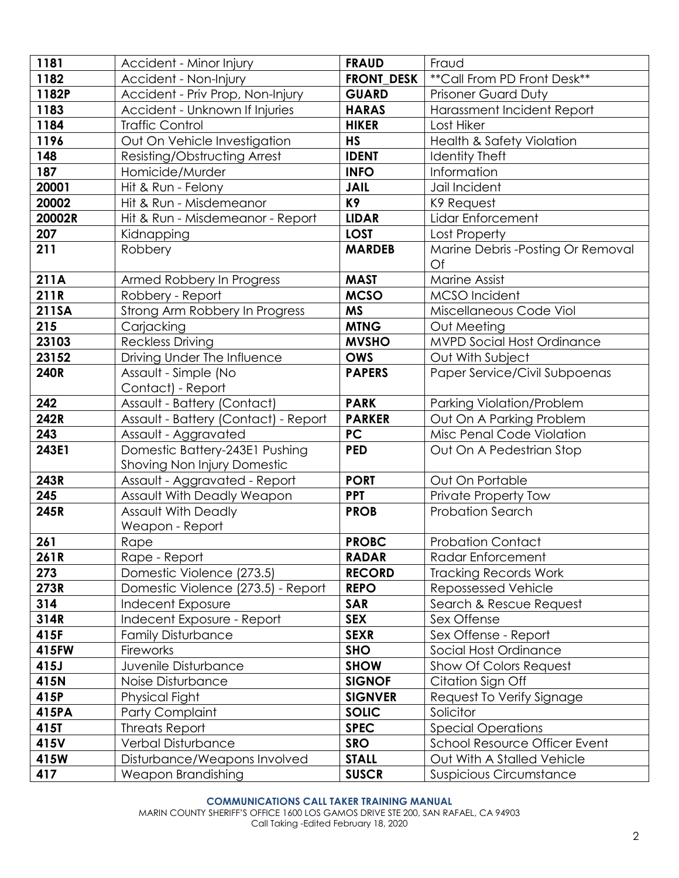| **1181** | Accident - Minor Injury | **FRAUD** | Fraud |
|---|---|---|---|
| **1182** | Accident - Non-Injury | **FRONT_DESK** | **Call From PD Front Desk** |
| **1182P** | Accident - Priv Prop, Non-Injury | **GUARD** | Prisoner Guard Duty |
| **1183** | Accident - Unknown If Injuries | **HARAS** | Harassment Incident Report |
| **1184** | Traffic Control | **HIKER** | Lost Hiker |
| **1196** | Out On Vehicle Investigation | **HS** | Health & Safety Violation |
| **148** | Resisting/Obstructing Arrest | **IDENT** | Identity Theft |
| **187** | Homicide/Murder | **INFO** | Information |
| **20001** | Hit & Run - Felony | **JAIL** | Jail Incident |
| **20002** | Hit & Run - Misdemeanor | **K9** | K9 Request |
| **20002R** | Hit & Run - Misdemeanor - Report | **LIDAR** | Lidar Enforcement |
| **207** | Kidnapping | **LOST** | Lost Property |
| **211** | Robbery | **MARDEB** | Marine Debris -Posting Or Removal Of |
| **211A** | Armed Robbery In Progress | **MAST** | Marine Assist |
| **211R** | Robbery - Report | **MCSO** | MCSO Incident |
| **211SA** | Strong Arm Robbery In Progress | **MS** | Miscellaneous Code Viol |
| **215** | Carjacking | **MTNG** | Out Meeting |
| **23103** | Reckless Driving | **MVSHO** | MVPD Social Host Ordinance |
| **23152** | Driving Under The Influence | **OWS** | Out With Subject |
| **240R** | Assault - Simple (No Contact) - Report | **PAPERS** | Paper Service/Civil Subpoenas |
| **242** | Assault - Battery (Contact) | **PARK** | Parking Violation/Problem |
| **242R** | Assault - Battery (Contact) - Report | **PARKER** | Out On A Parking Problem |
| **243** | Assault - Aggravated | **PC** | Misc Penal Code Violation |
| **243E1** | Domestic Battery-243E1 Pushing Shoving Non Injury Domestic | **PED** | Out On A Pedestrian Stop |
| **243R** | Assault - Aggravated - Report | **PORT** | Out On Portable |
| **245** | Assault With Deadly Weapon | **PPT** | Private Property Tow |
| **245R** | Assault With Deadly Weapon - Report | **PROB** | Probation Search |
| **261** | Rape | **PROBC** | Probation Contact |
| **261R** | Rape - Report | **RADAR** | Radar Enforcement |
| **273** | Domestic Violence (273.5) | **RECORD** | Tracking Records Work |
| **273R** | Domestic Violence (273.5) - Report | **REPO** | Repossessed Vehicle |
| **314** | Indecent Exposure | **SAR** | Search & Rescue Request |
| **314R** | Indecent Exposure - Report | **SEX** | Sex Offense |
| **415F** | Family Disturbance | **SEXR** | Sex Offense - Report |
| **415FW** | Fireworks | **SHO** | Social Host Ordinance |
| **415J** | Juvenile Disturbance | **SHOW** | Show Of Colors Request |
| **415N** | Noise Disturbance | **SIGNOF** | Citation Sign Off |
| **415P** | Physical Fight | **SIGNVER** | Request To Verify Signage |
| **415PA** | Party Complaint | **SOLIC** | Solicitor |
| **415T** | Threats Report | **SPEC** | Special Operations |
| **415V** | Verbal Disturbance | **SRO** | School Resource Officer Event |
| **415W** | Disturbance/Weapons Involved | **STALL** | Out With A Stalled Vehicle |
| **417** | Weapon Brandishing | **SUSCR** | Suspicious Circumstance |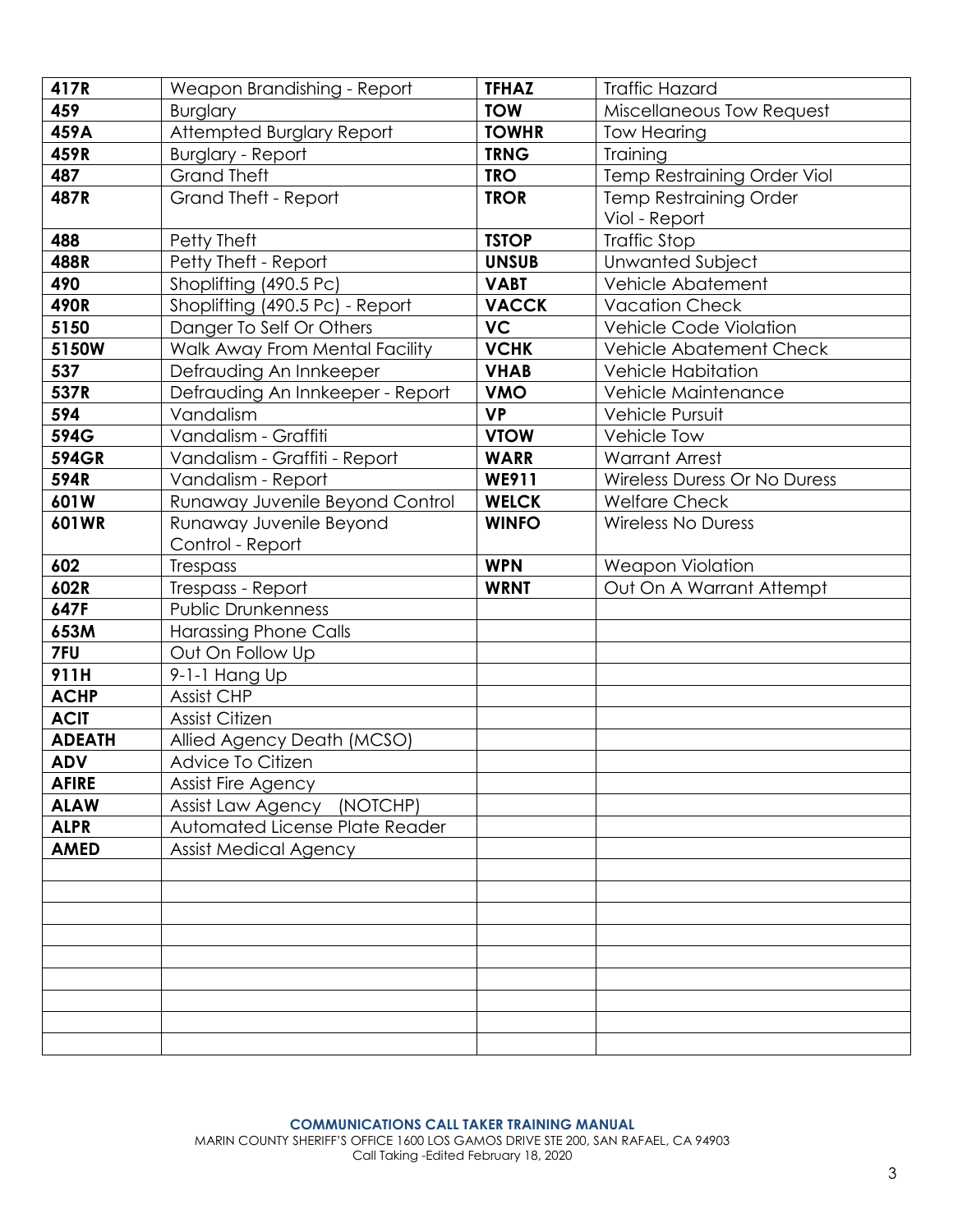| **417R** | Weapon Brandishing - Report | **TFHAZ** | Traffic Hazard |
|---|---|---|---|
| **459** | Burglary | **TOW** | Miscellaneous Tow Request |
| **459A** | Attempted Burglary Report | **TOWHR** | Tow Hearing |
| **459R** | Burglary - Report | **TRNG** | Training |
| **487** | Grand Theft | **TRO** | Temp Restraining Order Viol |
| **487R** | Grand Theft - Report | **TROR** | Temp Restraining Order Viol - Report |
| **488** | Petty Theft | **TSTOP** | Traffic Stop |
| **488R** | Petty Theft - Report | **UNSUB** | Unwanted Subject |
| **490** | Shoplifting (490.5 Pc) | **VABT** | Vehicle Abatement |
| **490R** | Shoplifting (490.5 Pc) - Report | **VACCK** | Vacation Check |
| **5150** | Danger To Self Or Others | **VC** | Vehicle Code Violation |
| **5150W** | Walk Away From Mental Facility | **VCHK** | Vehicle Abatement Check |
| **537** | Defrauding An Innkeeper | **VHAB** | Vehicle Habitation |
| **537R** | Defrauding An Innkeeper - Report | **VMO** | Vehicle Maintenance |
| **594** | Vandalism | **VP** | Vehicle Pursuit |
| **594G** | Vandalism - Graffiti | **VTOW** | Vehicle Tow |
| **594GR** | Vandalism - Graffiti - Report | **WARR** | Warrant Arrest |
| **594R** | Vandalism - Report | **WE911** | Wireless Duress Or No Duress |
| **601W** | Runaway Juvenile Beyond Control | **WELCK** | Welfare Check |
| **601WR** | Runaway Juvenile Beyond Control - Report | **WINFO** | Wireless No Duress |
| **602** | Trespass | **WPN** | Weapon Violation |
| **602R** | Trespass - Report | **WRNT** | Out On A Warrant Attempt |
| **647F** | Public Drunkenness | | |
| **653M** | Harassing Phone Calls | | |
| **7FU** | Out On Follow Up | | |
| **911H** | 9-1-1 Hang Up | | |
| **ACHP** | Assist CHP | | |
| **ACIT** | Assist Citizen | | |
| **ADEATH** | Allied Agency Death (MCSO) | | |
| **ADV** | Advice To Citizen | | |
| **AFIRE** | Assist Fire Agency | | |
| **ALAW** | Assist Law Agency (NOTCHP) | | |
| **ALPR** | Automated License Plate Reader | | |
| **AMED** | Assist Medical Agency | | |
| | | | |
| | | | |
| | | | |
| | | | |
| | | | |
| | | | |
| | | | |
| | | | |
| | | | |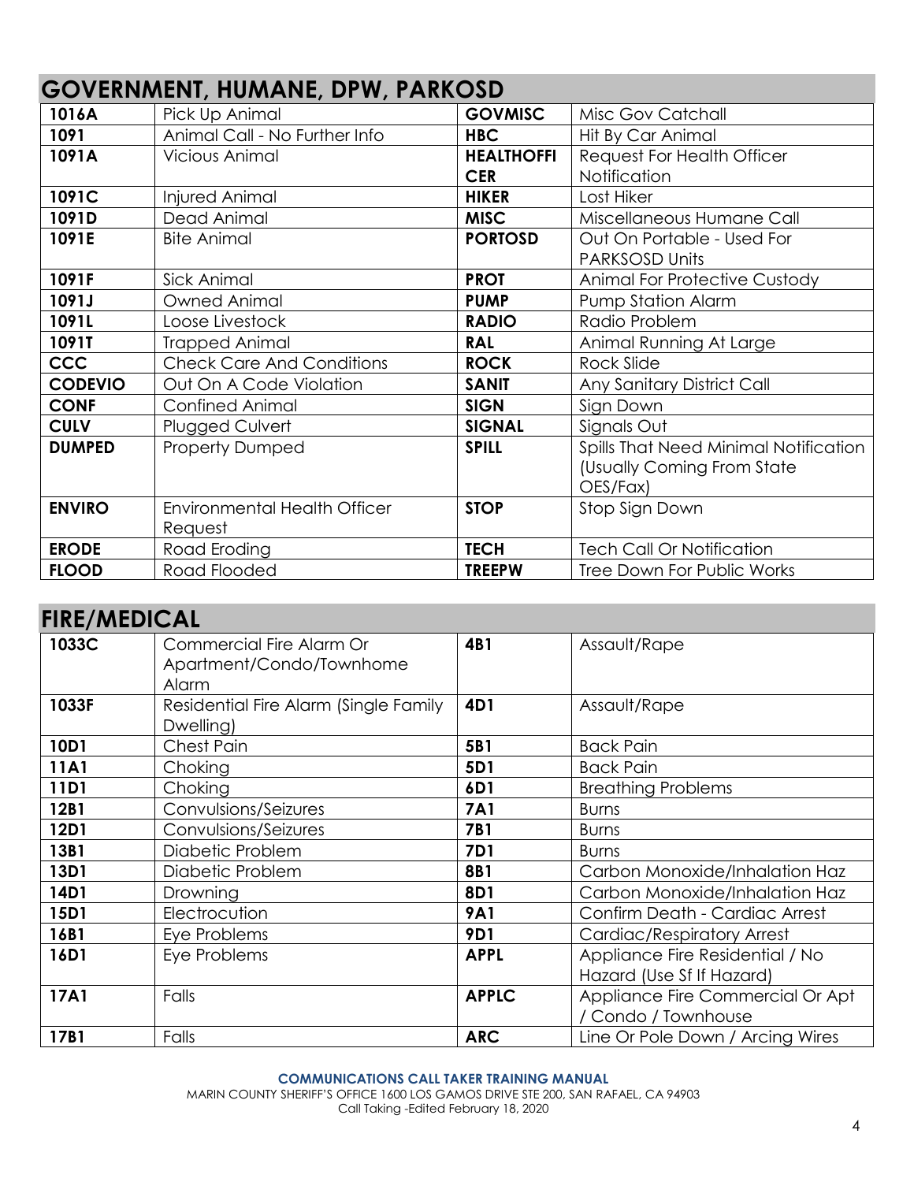## GOVERNMENT, HUMANE, DPW, PARKOSD

| | | | |
|---|---|---|---|
| **1016A** | Pick Up Animal | **GOVMISC** | Misc Gov Catchall |
| **1091** | Animal Call - No Further Info | **HBC** | Hit By Car Animal |
| **1091A** | Vicious Animal | **HEALTHOFFICER** | Request For Health Officer Notification |
| **1091C** | Injured Animal | **HIKER** | Lost Hiker |
| **1091D** | Dead Animal | **MISC** | Miscellaneous Humane Call |
| **1091E** | Bite Animal | **PORTOSD** | Out On Portable - Used For PARKSOSD Units |
| **1091F** | Sick Animal | **PROT** | Animal For Protective Custody |
| **1091J** | Owned Animal | **PUMP** | Pump Station Alarm |
| **1091L** | Loose Livestock | **RADIO** | Radio Problem |
| **1091T** | Trapped Animal | **RAL** | Animal Running At Large |
| **CCC** | Check Care And Conditions | **ROCK** | Rock Slide |
| **CODEVIO** | Out On A Code Violation | **SANIT** | Any Sanitary District Call |
| **CONF** | Confined Animal | **SIGN** | Sign Down |
| **CULV** | Plugged Culvert | **SIGNAL** | Signals Out |
| **DUMPED** | Property Dumped | **SPILL** | Spills That Need Minimal Notification (Usually Coming From State OES/Fax) |
| **ENVIRO** | Environmental Health Officer Request | **STOP** | Stop Sign Down |
| **ERODE** | Road Eroding | **TECH** | Tech Call Or Notification |
| **FLOOD** | Road Flooded | **TREEPW** | Tree Down For Public Works |

## FIRE/MEDICAL

| | | | |
|---|---|---|---|
| **1033C** | Commercial Fire Alarm Or Apartment/Condo/Townhome Alarm | **4B1** | Assault/Rape |
| **1033F** | Residential Fire Alarm (Single Family Dwelling) | **4D1** | Assault/Rape |
| **10D1** | Chest Pain | **5B1** | Back Pain |
| **11A1** | Choking | **5D1** | Back Pain |
| **11D1** | Choking | **6D1** | Breathing Problems |
| **12B1** | Convulsions/Seizures | **7A1** | Burns |
| **12D1** | Convulsions/Seizures | **7B1** | Burns |
| **13B1** | Diabetic Problem | **7D1** | Burns |
| **13D1** | Diabetic Problem | **8B1** | Carbon Monoxide/Inhalation Haz |
| **14D1** | Drowning | **8D1** | Carbon Monoxide/Inhalation Haz |
| **15D1** | Electrocution | **9A1** | Confirm Death - Cardiac Arrest |
| **16B1** | Eye Problems | **9D1** | Cardiac/Respiratory Arrest |
| **16D1** | Eye Problems | **APPL** | Appliance Fire Residential / No Hazard (Use Sf If Hazard) |
| **17A1** | Falls | **APPLC** | Appliance Fire Commercial Or Apt / Condo / Townhouse |
| **17B1** | Falls | **ARC** | Line Or Pole Down / Arcing Wires |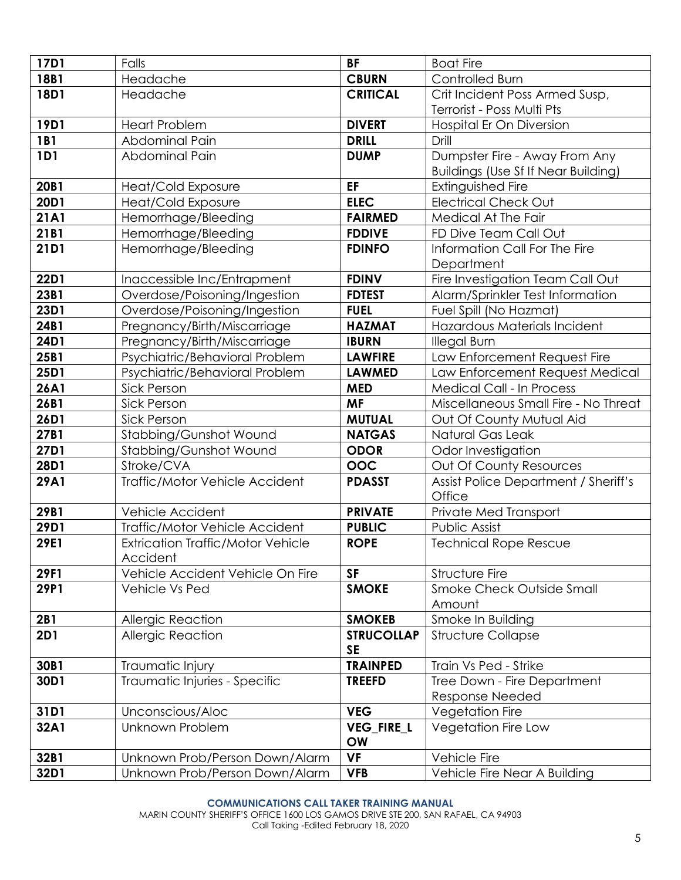| | | | |
|---|---|---|---|
| **17D1** | Falls | **BF** | Boat Fire |
| **18B1** | Headache | **CBURN** | Controlled Burn |
| **18D1** | Headache | **CRITICAL** | Crit Incident Poss Armed Susp, Terrorist - Poss Multi Pts |
| **19D1** | Heart Problem | **DIVERT** | Hospital Er On Diversion |
| **1B1** | Abdominal Pain | **DRILL** | Drill |
| **1D1** | Abdominal Pain | **DUMP** | Dumpster Fire - Away From Any Buildings (Use Sf If Near Building) |
| **20B1** | Heat/Cold Exposure | **EF** | Extinguished Fire |
| **20D1** | Heat/Cold Exposure | **ELEC** | Electrical Check Out |
| **21A1** | Hemorrhage/Bleeding | **FAIRMED** | Medical At The Fair |
| **21B1** | Hemorrhage/Bleeding | **FDDIVE** | FD Dive Team Call Out |
| **21D1** | Hemorrhage/Bleeding | **FDINFO** | Information Call For The Fire Department |
| **22D1** | Inaccessible Inc/Entrapment | **FDINV** | Fire Investigation Team Call Out |
| **23B1** | Overdose/Poisoning/Ingestion | **FDTEST** | Alarm/Sprinkler Test Information |
| **23D1** | Overdose/Poisoning/Ingestion | **FUEL** | Fuel Spill (No Hazmat) |
| **24B1** | Pregnancy/Birth/Miscarriage | **HAZMAT** | Hazardous Materials Incident |
| **24D1** | Pregnancy/Birth/Miscarriage | **IBURN** | Illegal Burn |
| **25B1** | Psychiatric/Behavioral Problem | **LAWFIRE** | Law Enforcement Request Fire |
| **25D1** | Psychiatric/Behavioral Problem | **LAWMED** | Law Enforcement Request Medical |
| **26A1** | Sick Person | **MED** | Medical Call - In Process |
| **26B1** | Sick Person | **MF** | Miscellaneous Small Fire - No Threat |
| **26D1** | Sick Person | **MUTUAL** | Out Of County Mutual Aid |
| **27B1** | Stabbing/Gunshot Wound | **NATGAS** | Natural Gas Leak |
| **27D1** | Stabbing/Gunshot Wound | **ODOR** | Odor Investigation |
| **28D1** | Stroke/CVA | **OOC** | Out Of County Resources |
| **29A1** | Traffic/Motor Vehicle Accident | **PDASST** | Assist Police Department / Sheriff's Office |
| **29B1** | Vehicle Accident | **PRIVATE** | Private Med Transport |
| **29D1** | Traffic/Motor Vehicle Accident | **PUBLIC** | Public Assist |
| **29E1** | Extrication Traffic/Motor Vehicle Accident | **ROPE** | Technical Rope Rescue |
| **29F1** | Vehicle Accident Vehicle On Fire | **SF** | Structure Fire |
| **29P1** | Vehicle Vs Ped | **SMOKE** | Smoke Check Outside Small Amount |
| **2B1** | Allergic Reaction | **SMOKEB** | Smoke In Building |
| **2D1** | Allergic Reaction | **STRUCOLLAPSE** | Structure Collapse |
| **30B1** | Traumatic Injury | **TRAINPED** | Train Vs Ped - Strike |
| **30D1** | Traumatic Injuries - Specific | **TREEFD** | Tree Down - Fire Department Response Needed |
| **31D1** | Unconscious/Aloc | **VEG** | Vegetation Fire |
| **32A1** | Unknown Problem | **VEG_FIRE_LOW** | Vegetation Fire Low |
| **32B1** | Unknown Prob/Person Down/Alarm | **VF** | Vehicle Fire |
| **32D1** | Unknown Prob/Person Down/Alarm | **VFB** | Vehicle Fire Near A Building |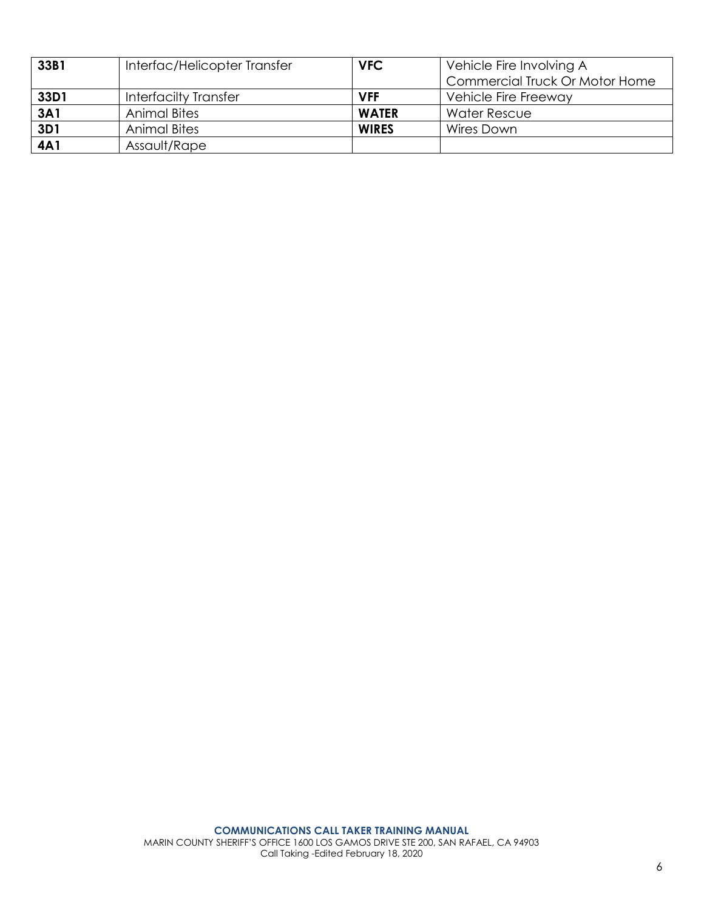| | | | |
|---|---|---|---|
| **33B1** | Interfac/Helicopter Transfer | **VFC** | Vehicle Fire Involving A Commercial Truck Or Motor Home |
| **33D1** | Interfacilty Transfer | **VFF** | Vehicle Fire Freeway |
| **3A1** | Animal Bites | **WATER** | Water Rescue |
| **3D1** | Animal Bites | **WIRES** | Wires Down |
| **4A1** | Assault/Rape | | |